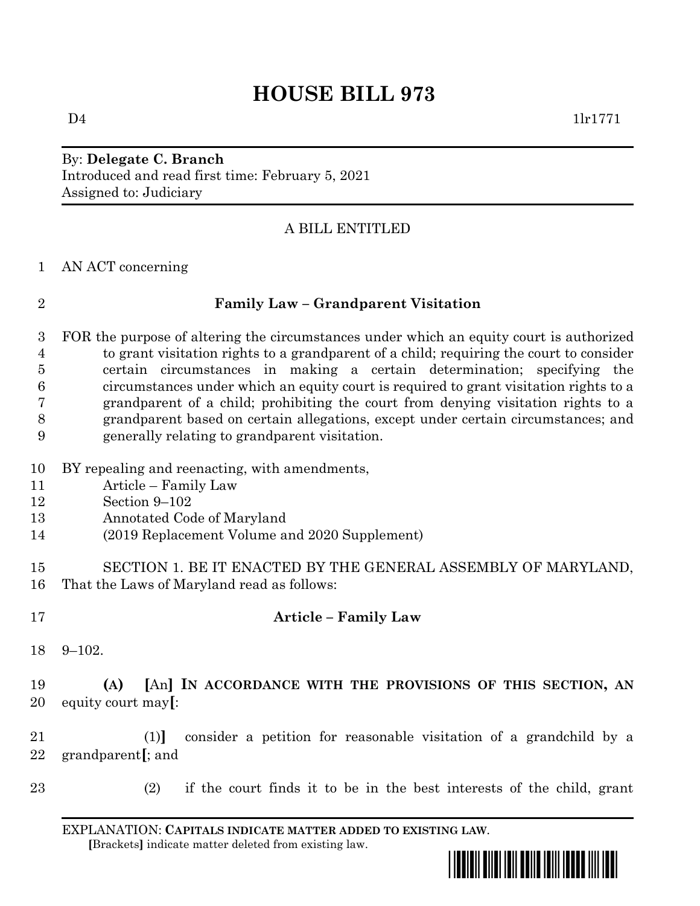# HOUSE BILL 973

D4 1lr1771

By: **Delegate C. Branch**
Introduced and read first time: February 5, 2021
Assigned to: Judiciary

A BILL ENTITLED

1 AN ACT concerning

2 **Family Law – Grandparent Visitation**

3 FOR the purpose of altering the circumstances under which an equity court is authorized
4 to grant visitation rights to a grandparent of a child; requiring the court to consider
5 certain circumstances in making a certain determination; specifying the
6 circumstances under which an equity court is required to grant visitation rights to a
7 grandparent of a child; prohibiting the court from denying visitation rights to a
8 grandparent based on certain allegations, except under certain circumstances; and
9 generally relating to grandparent visitation.

10 BY repealing and reenacting, with amendments,
11 Article – Family Law
12 Section 9–102
13 Annotated Code of Maryland
14 (2019 Replacement Volume and 2020 Supplement)

15 SECTION 1. BE IT ENACTED BY THE GENERAL ASSEMBLY OF MARYLAND,
16 That the Laws of Maryland read as follows:

17 **Article – Family Law**

18 9–102.

19 **(A)** **[**An**]** **IN ACCORDANCE WITH THE PROVISIONS OF THIS SECTION, AN**
20 equity court may**[**:

21 (1)**]** consider a petition for reasonable visitation of a grandchild by a
22 grandparent**[**; and

23 (2) if the court finds it to be in the best interests of the child, grant

EXPLANATION: **CAPITALS INDICATE MATTER ADDED TO EXISTING LAW.**
**[**Brackets**]** indicate matter deleted from existing law.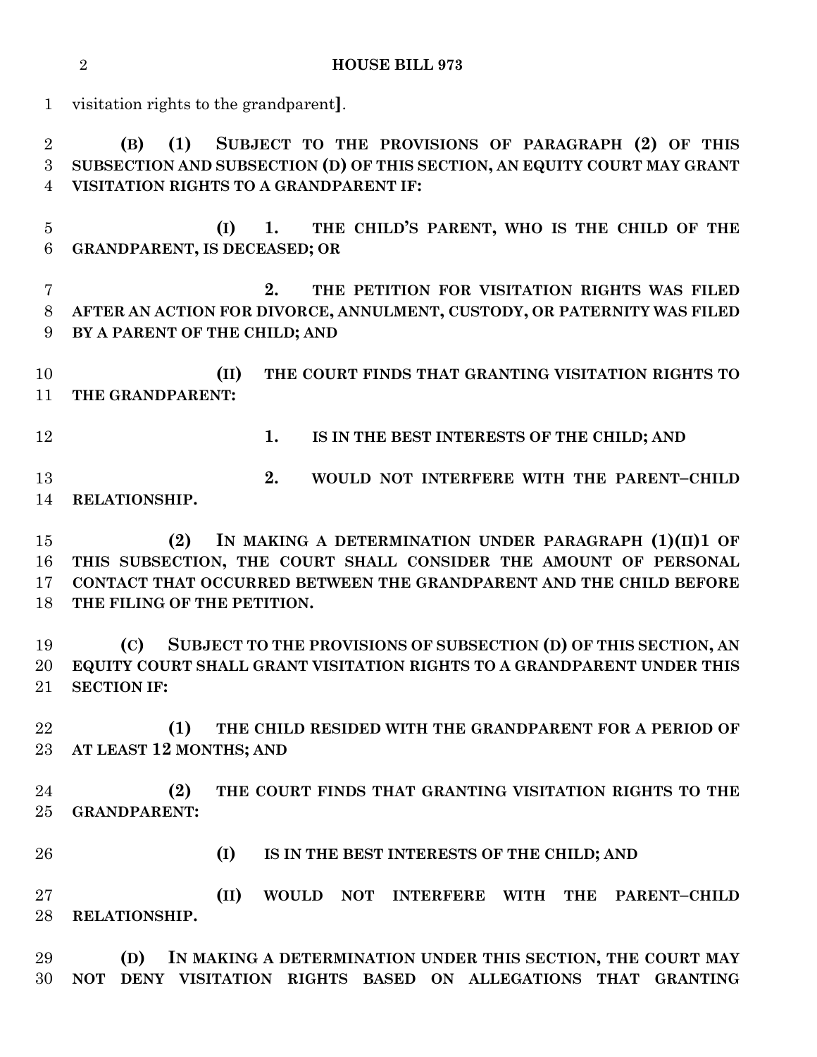visitation rights to the grandparent].

**(B) (1) SUBJECT TO THE PROVISIONS OF PARAGRAPH (2) OF THIS SUBSECTION AND SUBSECTION (D) OF THIS SECTION, AN EQUITY COURT MAY GRANT VISITATION RIGHTS TO A GRANDPARENT IF:**

**(I) 1. THE CHILD'S PARENT, WHO IS THE CHILD OF THE GRANDPARENT, IS DECEASED; OR**

**2. THE PETITION FOR VISITATION RIGHTS WAS FILED AFTER AN ACTION FOR DIVORCE, ANNULMENT, CUSTODY, OR PATERNITY WAS FILED BY A PARENT OF THE CHILD; AND**

**(II) THE COURT FINDS THAT GRANTING VISITATION RIGHTS TO THE GRANDPARENT:**

**1. IS IN THE BEST INTERESTS OF THE CHILD; AND**

**2. WOULD NOT INTERFERE WITH THE PARENT–CHILD RELATIONSHIP.**

**(2) IN MAKING A DETERMINATION UNDER PARAGRAPH (1)(II)1 OF THIS SUBSECTION, THE COURT SHALL CONSIDER THE AMOUNT OF PERSONAL CONTACT THAT OCCURRED BETWEEN THE GRANDPARENT AND THE CHILD BEFORE THE FILING OF THE PETITION.**

**(C) SUBJECT TO THE PROVISIONS OF SUBSECTION (D) OF THIS SECTION, AN EQUITY COURT SHALL GRANT VISITATION RIGHTS TO A GRANDPARENT UNDER THIS SECTION IF:**

**(1) THE CHILD RESIDED WITH THE GRANDPARENT FOR A PERIOD OF AT LEAST 12 MONTHS; AND**

**(2) THE COURT FINDS THAT GRANTING VISITATION RIGHTS TO THE GRANDPARENT:**

**(I) IS IN THE BEST INTERESTS OF THE CHILD; AND**

**(II) WOULD NOT INTERFERE WITH THE PARENT–CHILD RELATIONSHIP.**

**(D) IN MAKING A DETERMINATION UNDER THIS SECTION, THE COURT MAY NOT DENY VISITATION RIGHTS BASED ON ALLEGATIONS THAT GRANTING**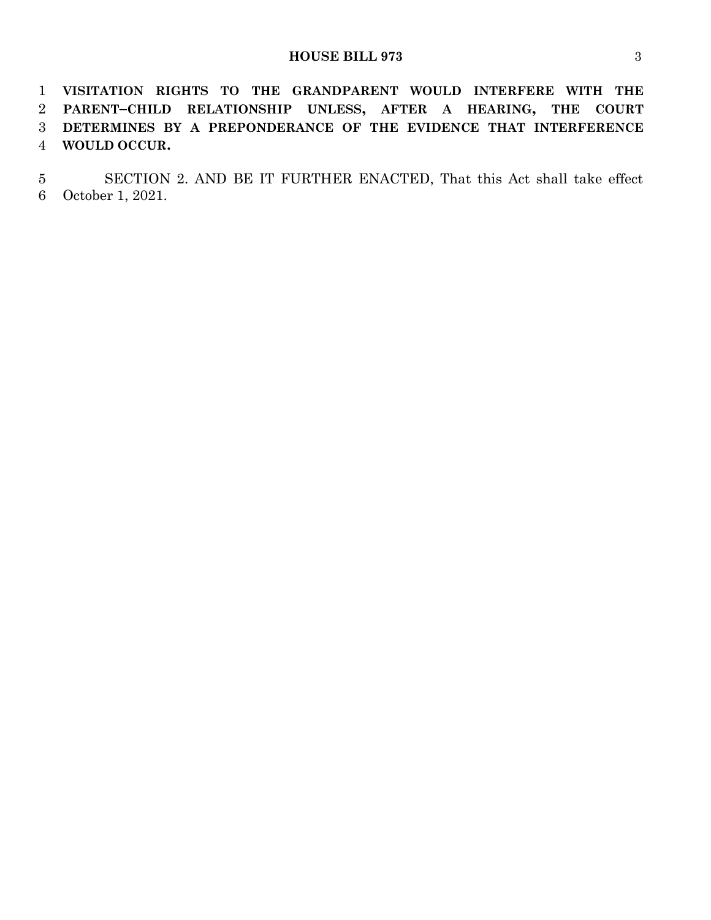**VISITATION RIGHTS TO THE GRANDPARENT WOULD INTERFERE WITH THE PARENT–CHILD RELATIONSHIP UNLESS, AFTER A HEARING, THE COURT DETERMINES BY A PREPONDERANCE OF THE EVIDENCE THAT INTERFERENCE WOULD OCCUR.**

SECTION 2. AND BE IT FURTHER ENACTED, That this Act shall take effect October 1, 2021.